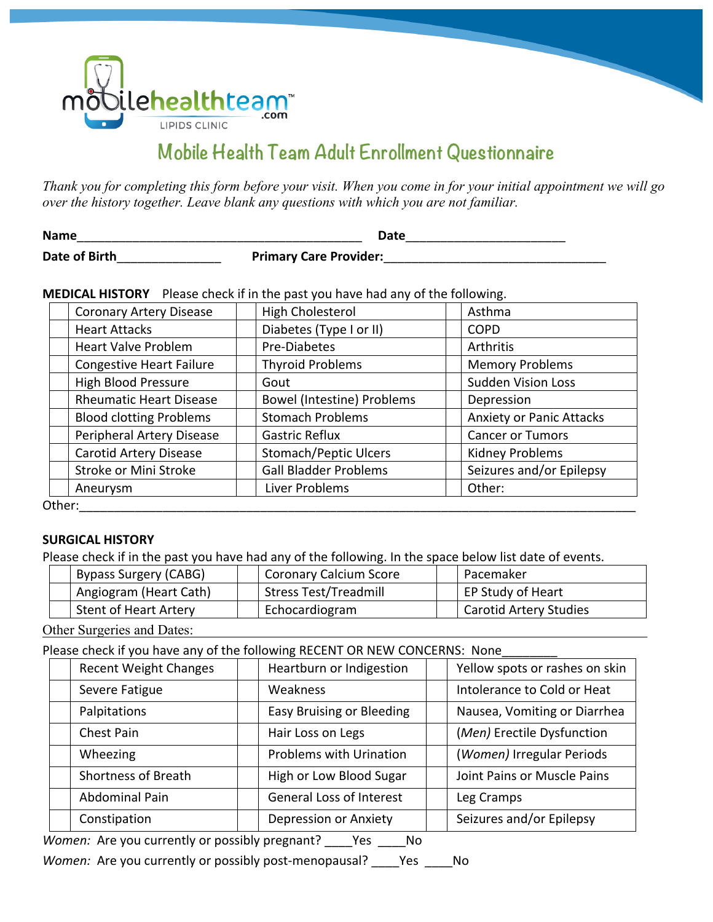mobilehealthteam.com LIPIDS CLINIC

# Mobile Health Team Adult Enrollment Questionnaire

*Thank you for completing this form before your visit. When you come in for your initial appointment we will go over the history together. Leave blank any questions with which you are not familiar.*

**Name**_________________________________________ **Date**_______________________

**Date of Birth**_______________ **Primary Care Provider:**________________________________

**MEDICAL HISTORY** Please check if in the past you have had any of the following.

| | | | | | |
|---|---|---|---|---|---|
| | Coronary Artery Disease | | High Cholesterol | | Asthma |
| | Heart Attacks | | Diabetes (Type I or II) | | COPD |
| | Heart Valve Problem | | Pre-Diabetes | | Arthritis |
| | Congestive Heart Failure | | Thyroid Problems | | Memory Problems |
| | High Blood Pressure | | Gout | | Sudden Vision Loss |
| | Rheumatic Heart Disease | | Bowel (Intestine) Problems | | Depression |
| | Blood clotting Problems | | Stomach Problems | | Anxiety or Panic Attacks |
| | Peripheral Artery Disease | | Gastric Reflux | | Cancer or Tumors |
| | Carotid Artery Disease | | Stomach/Peptic Ulcers | | Kidney Problems |
| | Stroke or Mini Stroke | | Gall Bladder Problems | | Seizures and/or Epilepsy |
| | Aneurysm | | Liver Problems | | Other: |

Other:_________________________________________________________________________________

**SURGICAL HISTORY**

Please check if in the past you have had any of the following. In the space below list date of events.

| | | | | | |
|---|---|---|---|---|---|
| | Bypass Surgery (CABG) | | Coronary Calcium Score | | Pacemaker |
| | Angiogram (Heart Cath) | | Stress Test/Treadmill | | EP Study of Heart |
| | Stent of Heart Artery | | Echocardiogram | | Carotid Artery Studies |

Other Surgeries and Dates: _____________________________________________________________

Please check if you have any of the following RECENT OR NEW CONCERNS: None________

| | | | | | |
|---|---|---|---|---|---|
| | Recent Weight Changes | | Heartburn or Indigestion | | Yellow spots or rashes on skin |
| | Severe Fatigue | | Weakness | | Intolerance to Cold or Heat |
| | Palpitations | | Easy Bruising or Bleeding | | Nausea, Vomiting or Diarrhea |
| | Chest Pain | | Hair Loss on Legs | | *(Men)* Erectile Dysfunction |
| | Wheezing | | Problems with Urination | | *(Women)* Irregular Periods |
| | Shortness of Breath | | High or Low Blood Sugar | | Joint Pains or Muscle Pains |
| | Abdominal Pain | | General Loss of Interest | | Leg Cramps |
| | Constipation | | Depression or Anxiety | | Seizures and/or Epilepsy |

*Women:* Are you currently or possibly pregnant? ____Yes ____No

*Women:* Are you currently or possibly post-menopausal? ____Yes ____No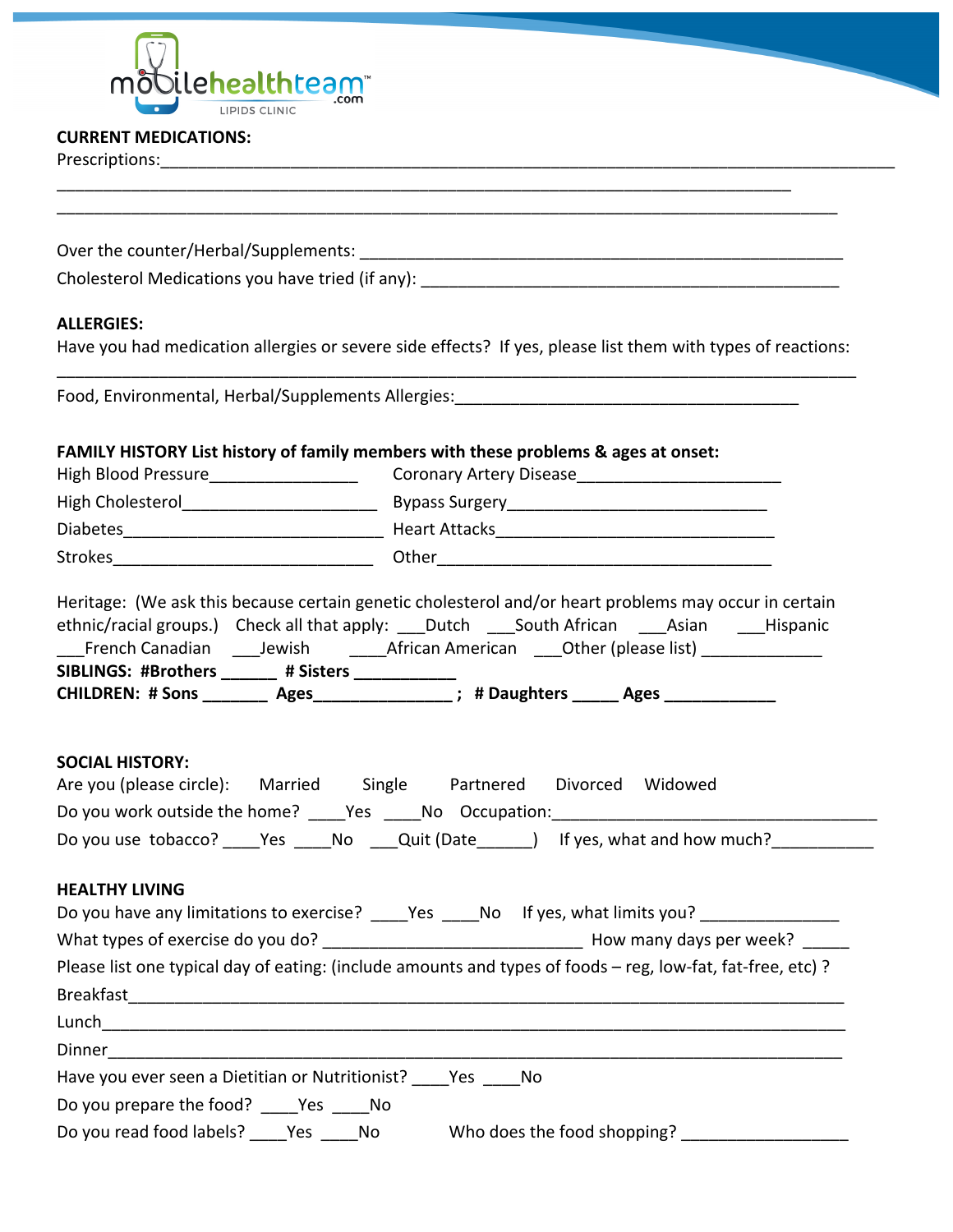**CURRENT MEDICATIONS:**

Prescriptions:\_\_\_\_\_\_\_\_\_\_\_\_\_\_\_\_\_\_\_\_\_\_\_\_\_\_\_\_\_\_\_\_\_\_\_\_\_\_\_\_\_\_\_\_\_\_\_\_\_\_\_\_\_\_\_\_\_\_\_\_\_\_\_\_\_\_\_\_\_\_\_\_

\_\_\_\_\_\_\_\_\_\_\_\_\_\_\_\_\_\_\_\_\_\_\_\_\_\_\_\_\_\_\_\_\_\_\_\_\_\_\_\_\_\_\_\_\_\_\_\_\_\_\_\_\_\_\_\_\_\_\_\_\_\_\_\_\_\_\_\_\_\_\_\_

\_\_\_\_\_\_\_\_\_\_\_\_\_\_\_\_\_\_\_\_\_\_\_\_\_\_\_\_\_\_\_\_\_\_\_\_\_\_\_\_\_\_\_\_\_\_\_\_\_\_\_\_\_\_\_\_\_\_\_\_\_\_\_\_\_\_\_\_\_\_\_\_

Over the counter/Herbal/Supplements: \_\_\_\_\_\_\_\_\_\_\_\_\_\_\_\_\_\_\_\_\_\_\_\_\_\_\_\_\_\_\_\_\_\_\_\_\_\_\_\_\_\_\_\_\_\_

Cholesterol Medications you have tried (if any): \_\_\_\_\_\_\_\_\_\_\_\_\_\_\_\_\_\_\_\_\_\_\_\_\_\_\_\_\_\_\_\_\_\_\_\_\_\_\_

**ALLERGIES:**

Have you had medication allergies or severe side effects? If yes, please list them with types of reactions:

\_\_\_\_\_\_\_\_\_\_\_\_\_\_\_\_\_\_\_\_\_\_\_\_\_\_\_\_\_\_\_\_\_\_\_\_\_\_\_\_\_\_\_\_\_\_\_\_\_\_\_\_\_\_\_\_\_\_\_\_\_\_\_\_\_\_\_\_\_\_\_\_

Food, Environmental, Herbal/Supplements Allergies:\_\_\_\_\_\_\_\_\_\_\_\_\_\_\_\_\_\_\_\_\_\_\_\_\_\_\_\_\_\_\_\_\_\_\_

**FAMILY HISTORY List history of family members with these problems & ages at onset:**

High Blood Pressure\_\_\_\_\_\_\_\_\_\_\_\_\_\_\_\_ Coronary Artery Disease\_\_\_\_\_\_\_\_\_\_\_\_\_\_\_\_\_\_\_\_\_\_

High Cholesterol\_\_\_\_\_\_\_\_\_\_\_\_\_\_\_\_\_\_\_\_\_ Bypass Surgery\_\_\_\_\_\_\_\_\_\_\_\_\_\_\_\_\_\_\_\_\_\_\_\_\_\_\_\_

Diabetes\_\_\_\_\_\_\_\_\_\_\_\_\_\_\_\_\_\_\_\_\_\_\_\_\_\_\_\_ Heart Attacks\_\_\_\_\_\_\_\_\_\_\_\_\_\_\_\_\_\_\_\_\_\_\_\_\_\_\_\_\_\_

Strokes\_\_\_\_\_\_\_\_\_\_\_\_\_\_\_\_\_\_\_\_\_\_\_\_\_\_\_\_ Other\_\_\_\_\_\_\_\_\_\_\_\_\_\_\_\_\_\_\_\_\_\_\_\_\_\_\_\_\_\_\_\_\_\_\_\_

Heritage: (We ask this because certain genetic cholesterol and/or heart problems may occur in certain ethnic/racial groups.) Check all that apply: \_\_\_Dutch \_\_\_South African \_\_\_Asian \_\_\_Hispanic \_\_\_French Canadian \_\_\_Jewish \_\_\_\_African American \_\_\_Other (please list) \_\_\_\_\_\_\_\_\_\_\_\_\_

**SIBLINGS: #Brothers \_\_\_\_\_\_ # Sisters \_\_\_\_\_\_\_\_\_\_\_**

**CHILDREN: # Sons \_\_\_\_\_\_\_ Ages\_\_\_\_\_\_\_\_\_\_\_\_\_\_\_ ; # Daughters \_\_\_\_\_ Ages \_\_\_\_\_\_\_\_\_\_\_\_**

**SOCIAL HISTORY:**

Are you (please circle): Married Single Partnered Divorced Widowed

Do you work outside the home? \_\_\_\_Yes \_\_\_\_No Occupation:\_\_\_\_\_\_\_\_\_\_\_\_\_\_\_\_\_\_\_\_\_\_\_\_\_\_\_\_\_\_\_\_\_\_

Do you use tobacco? \_\_\_\_Yes \_\_\_\_No \_\_\_Quit (Date\_\_\_\_\_\_) If yes, what and how much?\_\_\_\_\_\_\_\_\_\_\_

**HEALTHY LIVING**

Do you have any limitations to exercise? \_\_\_\_Yes \_\_\_\_No If yes, what limits you? \_\_\_\_\_\_\_\_\_\_\_\_\_\_\_

What types of exercise do you do? \_\_\_\_\_\_\_\_\_\_\_\_\_\_\_\_\_\_\_\_\_\_\_\_\_\_\_\_ How many days per week? \_\_\_\_\_

Please list one typical day of eating: (include amounts and types of foods – reg, low-fat, fat-free, etc) ?

Breakfast\_\_\_\_\_\_\_\_\_\_\_\_\_\_\_\_\_\_\_\_\_\_\_\_\_\_\_\_\_\_\_\_\_\_\_\_\_\_\_\_\_\_\_\_\_\_\_\_\_\_\_\_\_\_\_\_\_\_\_\_\_\_\_\_\_\_\_\_

Lunch\_\_\_\_\_\_\_\_\_\_\_\_\_\_\_\_\_\_\_\_\_\_\_\_\_\_\_\_\_\_\_\_\_\_\_\_\_\_\_\_\_\_\_\_\_\_\_\_\_\_\_\_\_\_\_\_\_\_\_\_\_\_\_\_\_\_\_\_\_\_\_

Dinner\_\_\_\_\_\_\_\_\_\_\_\_\_\_\_\_\_\_\_\_\_\_\_\_\_\_\_\_\_\_\_\_\_\_\_\_\_\_\_\_\_\_\_\_\_\_\_\_\_\_\_\_\_\_\_\_\_\_\_\_\_\_\_\_\_\_\_\_\_\_

Have you ever seen a Dietitian or Nutritionist? \_\_\_\_Yes \_\_\_\_No

Do you prepare the food? \_\_\_\_Yes \_\_\_\_No

Do you read food labels? \_\_\_\_Yes \_\_\_\_No Who does the food shopping? \_\_\_\_\_\_\_\_\_\_\_\_\_\_\_\_\_\_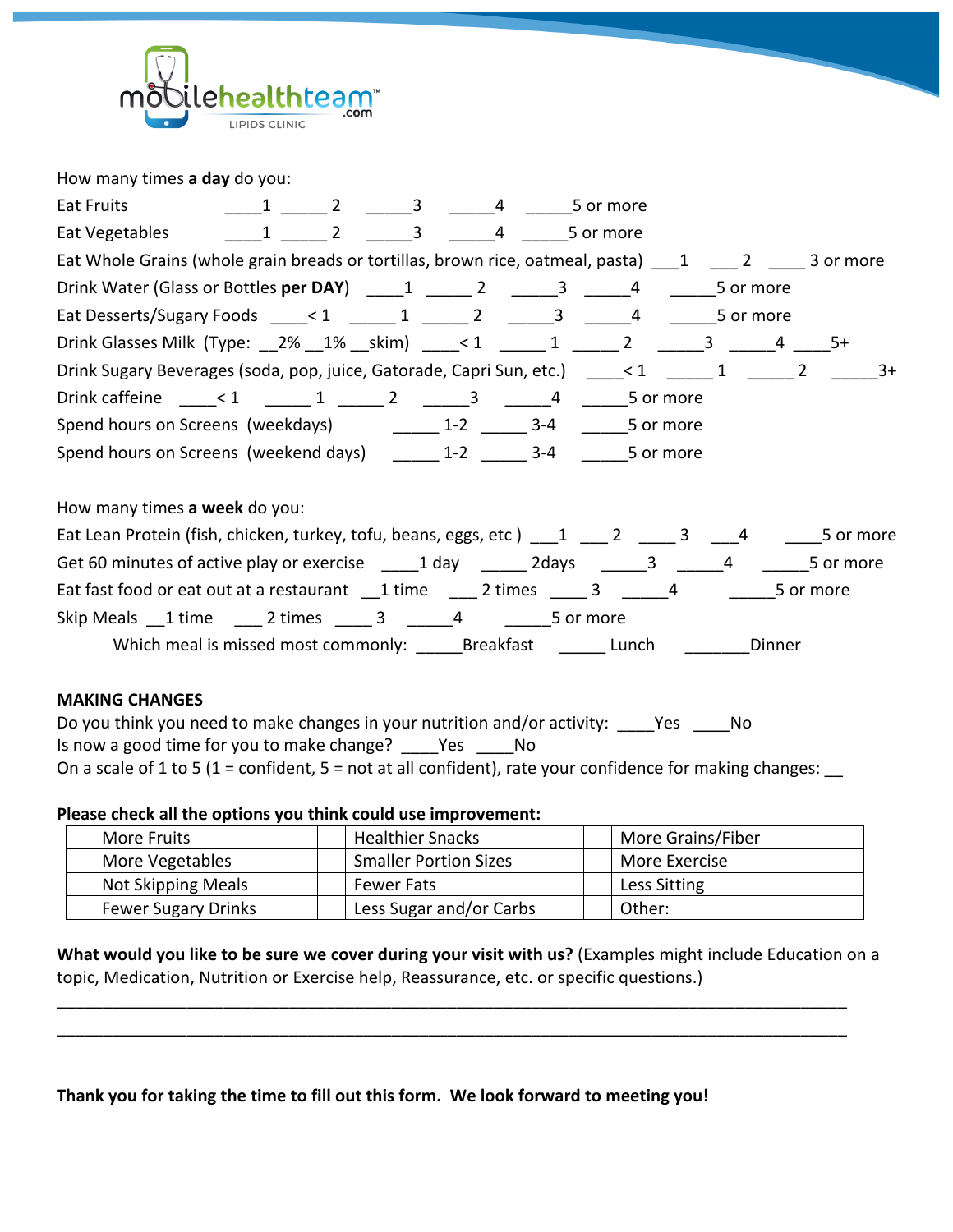How many times **a day** do you:

Eat Fruits ____1 _____ 2 _____3 _____4 _____5 or more

Eat Vegetables ____1 _____ 2 _____3 _____4 _____5 or more

Eat Whole Grains (whole grain breads or tortillas, brown rice, oatmeal, pasta) ___1 ___ 2 ____ 3 or more

Drink Water (Glass or Bottles **per DAY**) ____1 _____ 2 _____3 _____4 _____5 or more

Eat Desserts/Sugary Foods ____< 1 _____ 1 _____ 2 _____3 _____4 _____5 or more

Drink Glasses Milk (Type: __2% __1% __skim) ____< 1 _____ 1 _____ 2 _____3 _____4 ____5+

Drink Sugary Beverages (soda, pop, juice, Gatorade, Capri Sun, etc.) ____< 1 _____ 1 _____ 2 _____3+

Drink caffeine ____< 1 _____ 1 _____ 2 _____3 _____4 _____5 or more

Spend hours on Screens (weekdays) _____ 1-2 _____ 3-4 _____5 or more

Spend hours on Screens (weekend days) _____ 1-2 _____ 3-4 _____5 or more

How many times **a week** do you:

Eat Lean Protein (fish, chicken, turkey, tofu, beans, eggs, etc ) ___1 ___ 2 ____ 3 ___4 ____5 or more

Get 60 minutes of active play or exercise ____1 day _____ 2days _____3 _____4 _____5 or more

Eat fast food or eat out at a restaurant __1 time ___ 2 times ____ 3 _____4 _____5 or more

Skip Meals __1 time ___ 2 times ____ 3 _____4 _____5 or more

Which meal is missed most commonly: _____Breakfast _____ Lunch _______Dinner

**MAKING CHANGES**

Do you think you need to make changes in your nutrition and/or activity: ____Yes ____No

Is now a good time for you to make change? ____Yes ____No

On a scale of 1 to 5 (1 = confident, 5 = not at all confident), rate your confidence for making changes: __

**Please check all the options you think could use improvement:**

| | | | | | |
|---|---|---|---|---|---|
| | More Fruits | | Healthier Snacks | | More Grains/Fiber |
| | More Vegetables | | Smaller Portion Sizes | | More Exercise |
| | Not Skipping Meals | | Fewer Fats | | Less Sitting |
| | Fewer Sugary Drinks | | Less Sugar and/or Carbs | | Other: |

**What would you like to be sure we cover during your visit with us?** (Examples might include Education on a topic, Medication, Nutrition or Exercise help, Reassurance, etc. or specific questions.)

_______________________________________________________________________________

_______________________________________________________________________________

**Thank you for taking the time to fill out this form. We look forward to meeting you!**